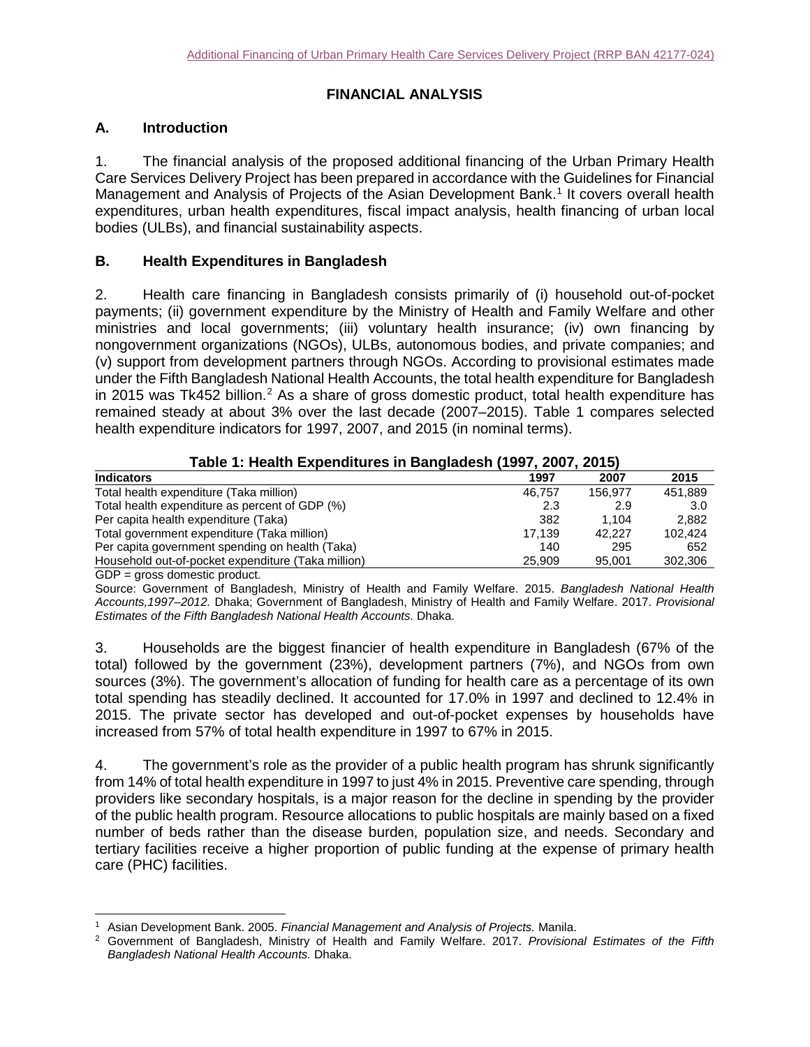# FINANCIAL ANALYSIS

## A. Introduction

1. The financial analysis of the proposed additional financing of the Urban Primary Health Care Services Delivery Project has been prepared in accordance with the Guidelines for Financial Management and Analysis of Projects of the Asian Development Bank.[1] It covers overall health expenditures, urban health expenditures, fiscal impact analysis, health financing of urban local bodies (ULBs), and financial sustainability aspects.

## B. Health Expenditures in Bangladesh

2. Health care financing in Bangladesh consists primarily of (i) household out-of-pocket payments; (ii) government expenditure by the Ministry of Health and Family Welfare and other ministries and local governments; (iii) voluntary health insurance; (iv) own financing by nongovernment organizations (NGOs), ULBs, autonomous bodies, and private companies; and (v) support from development partners through NGOs. According to provisional estimates made under the Fifth Bangladesh National Health Accounts, the total health expenditure for Bangladesh in 2015 was Tk452 billion.[2] As a share of gross domestic product, total health expenditure has remained steady at about 3% over the last decade (2007–2015). Table 1 compares selected health expenditure indicators for 1997, 2007, and 2015 (in nominal terms).

**Table 1: Health Expenditures in Bangladesh (1997, 2007, 2015)**

| Indicators | 1997 | 2007 | 2015 |
|---|---|---|---|
| Total health expenditure (Taka million) | 46,757 | 156,977 | 451,889 |
| Total health expenditure as percent of GDP (%) | 2.3 | 2.9 | 3.0 |
| Per capita health expenditure (Taka) | 382 | 1,104 | 2,882 |
| Total government expenditure (Taka million) | 17,139 | 42,227 | 102,424 |
| Per capita government spending on health (Taka) | 140 | 295 | 652 |
| Household out-of-pocket expenditure (Taka million) | 25,909 | 95,001 | 302,306 |

GDP = gross domestic product.

Source: Government of Bangladesh, Ministry of Health and Family Welfare. 2015. *Bangladesh National Health Accounts,1997–2012.* Dhaka; Government of Bangladesh, Ministry of Health and Family Welfare. 2017. *Provisional Estimates of the Fifth Bangladesh National Health Accounts.* Dhaka.

3. Households are the biggest financier of health expenditure in Bangladesh (67% of the total) followed by the government (23%), development partners (7%), and NGOs from own sources (3%). The government's allocation of funding for health care as a percentage of its own total spending has steadily declined. It accounted for 17.0% in 1997 and declined to 12.4% in 2015. The private sector has developed and out-of-pocket expenses by households have increased from 57% of total health expenditure in 1997 to 67% in 2015.

4. The government's role as the provider of a public health program has shrunk significantly from 14% of total health expenditure in 1997 to just 4% in 2015. Preventive care spending, through providers like secondary hospitals, is a major reason for the decline in spending by the provider of the public health program. Resource allocations to public hospitals are mainly based on a fixed number of beds rather than the disease burden, population size, and needs. Secondary and tertiary facilities receive a higher proportion of public funding at the expense of primary health care (PHC) facilities.

[1] Asian Development Bank. 2005. *Financial Management and Analysis of Projects.* Manila.

[2] Government of Bangladesh, Ministry of Health and Family Welfare. 2017. *Provisional Estimates of the Fifth Bangladesh National Health Accounts.* Dhaka.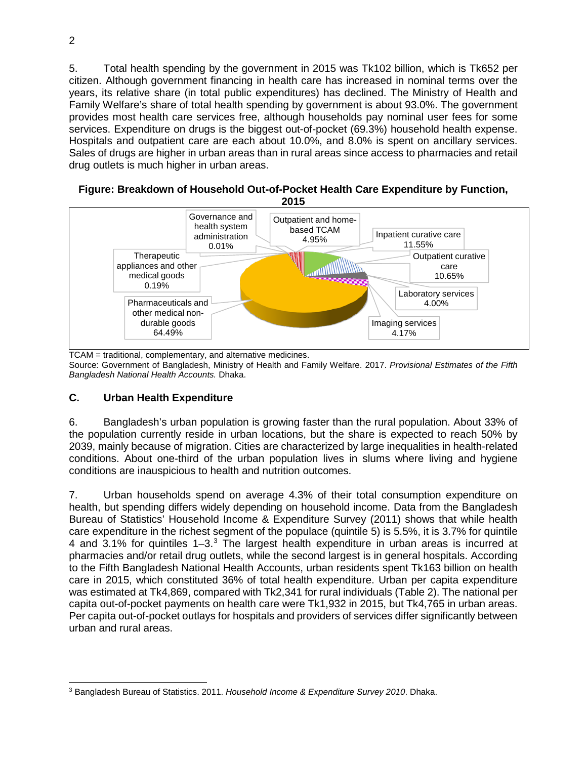5. Total health spending by the government in 2015 was Tk102 billion, which is Tk652 per citizen. Although government financing in health care has increased in nominal terms over the years, its relative share (in total public expenditures) has declined. The Ministry of Health and Family Welfare's share of total health spending by government is about 93.0%. The government provides most health care services free, although households pay nominal user fees for some services. Expenditure on drugs is the biggest out-of-pocket (69.3%) household health expense. Hospitals and outpatient care are each about 10.0%, and 8.0% is spent on ancillary services. Sales of drugs are higher in urban areas than in rural areas since access to pharmacies and retail drug outlets is much higher in urban areas.

**Figure: Breakdown of Household Out-of-Pocket Health Care Expenditure by Function, 2015**

TCAM = traditional, complementary, and alternative medicines.
Source: Government of Bangladesh, Ministry of Health and Family Welfare. 2017. *Provisional Estimates of the Fifth Bangladesh National Health Accounts.* Dhaka.

## C. Urban Health Expenditure

6. Bangladesh's urban population is growing faster than the rural population. About 33% of the population currently reside in urban locations, but the share is expected to reach 50% by 2039, mainly because of migration. Cities are characterized by large inequalities in health-related conditions. About one-third of the urban population lives in slums where living and hygiene conditions are inauspicious to health and nutrition outcomes.

7. Urban households spend on average 4.3% of their total consumption expenditure on health, but spending differs widely depending on household income. Data from the Bangladesh Bureau of Statistics' Household Income & Expenditure Survey (2011) shows that while health care expenditure in the richest segment of the populace (quintile 5) is 5.5%, it is 3.7% for quintile 4 and 3.1% for quintiles 1–3.[3] The largest health expenditure in urban areas is incurred at pharmacies and/or retail drug outlets, while the second largest is in general hospitals. According to the Fifth Bangladesh National Health Accounts, urban residents spent Tk163 billion on health care in 2015, which constituted 36% of total health expenditure. Urban per capita expenditure was estimated at Tk4,869, compared with Tk2,341 for rural individuals (Table 2). The national per capita out-of-pocket payments on health care were Tk1,932 in 2015, but Tk4,765 in urban areas. Per capita out-of-pocket outlays for hospitals and providers of services differ significantly between urban and rural areas.

[3] Bangladesh Bureau of Statistics. 2011. *Household Income & Expenditure Survey 2010*. Dhaka.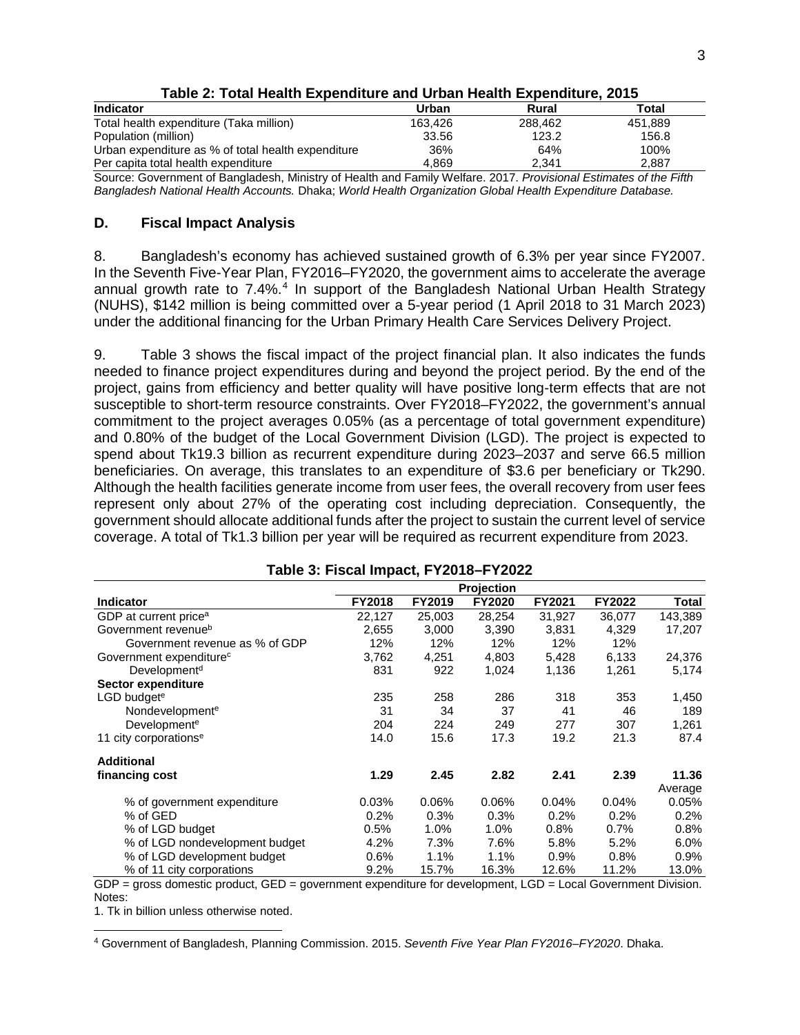**Table 2: Total Health Expenditure and Urban Health Expenditure, 2015**

| Indicator | Urban | Rural | Total |
|---|---|---|---|
| Total health expenditure (Taka million) | 163,426 | 288,462 | 451,889 |
| Population (million) | 33.56 | 123.2 | 156.8 |
| Urban expenditure as % of total health expenditure | 36% | 64% | 100% |
| Per capita total health expenditure | 4,869 | 2,341 | 2,887 |

Source: Government of Bangladesh, Ministry of Health and Family Welfare. 2017. *Provisional Estimates of the Fifth Bangladesh National Health Accounts.* Dhaka; *World Health Organization Global Health Expenditure Database.*

## D. Fiscal Impact Analysis

8. Bangladesh's economy has achieved sustained growth of 6.3% per year since FY2007. In the Seventh Five-Year Plan, FY2016–FY2020, the government aims to accelerate the average annual growth rate to 7.4%.[4] In support of the Bangladesh National Urban Health Strategy (NUHS), $142 million is being committed over a 5-year period (1 April 2018 to 31 March 2023) under the additional financing for the Urban Primary Health Care Services Delivery Project.

9. Table 3 shows the fiscal impact of the project financial plan. It also indicates the funds needed to finance project expenditures during and beyond the project period. By the end of the project, gains from efficiency and better quality will have positive long-term effects that are not susceptible to short-term resource constraints. Over FY2018–FY2022, the government's annual commitment to the project averages 0.05% (as a percentage of total government expenditure) and 0.80% of the budget of the Local Government Division (LGD). The project is expected to spend about Tk19.3 billion as recurrent expenditure during 2023–2037 and serve 66.5 million beneficiaries. On average, this translates to an expenditure of $3.6 per beneficiary or Tk290. Although the health facilities generate income from user fees, the overall recovery from user fees represent only about 27% of the operating cost including depreciation. Consequently, the government should allocate additional funds after the project to sustain the current level of service coverage. A total of Tk1.3 billion per year will be required as recurrent expenditure from 2023.

**Table 3: Fiscal Impact, FY2018–FY2022**

| | Projection | | | | | |
|---|---|---|---|---|---|---|
| **Indicator** | **FY2018** | **FY2019** | **FY2020** | **FY2021** | **FY2022** | **Total** |
| GDP at current price[a] | 22,127 | 25,003 | 28,254 | 31,927 | 36,077 | 143,389 |
| Government revenue[b] | 2,655 | 3,000 | 3,390 | 3,831 | 4,329 | 17,207 |
| Government revenue as % of GDP | 12% | 12% | 12% | 12% | 12% | |
| Government expenditure[c] | 3,762 | 4,251 | 4,803 | 5,428 | 6,133 | 24,376 |
| Development[d] | 831 | 922 | 1,024 | 1,136 | 1,261 | 5,174 |
| **Sector expenditure** | | | | | | |
| LGD budget[e] | 235 | 258 | 286 | 318 | 353 | 1,450 |
| Nondevelopment[e] | 31 | 34 | 37 | 41 | 46 | 189 |
| Development[e] | 204 | 224 | 249 | 277 | 307 | 1,261 |
| 11 city corporations[e] | 14.0 | 15.6 | 17.3 | 19.2 | 21.3 | 87.4 |
| **Additional financing cost** | **1.29** | **2.45** | **2.82** | **2.41** | **2.39** | **11.36** |
| | | | | | | Average |
| % of government expenditure | 0.03% | 0.06% | 0.06% | 0.04% | 0.04% | 0.05% |
| % of GED | 0.2% | 0.3% | 0.3% | 0.2% | 0.2% | 0.2% |
| % of LGD budget | 0.5% | 1.0% | 1.0% | 0.8% | 0.7% | 0.8% |
| % of LGD nondevelopment budget | 4.2% | 7.3% | 7.6% | 5.8% | 5.2% | 6.0% |
| % of LGD development budget | 0.6% | 1.1% | 1.1% | 0.9% | 0.8% | 0.9% |
| % of 11 city corporations | 9.2% | 15.7% | 16.3% | 12.6% | 11.2% | 13.0% |

GDP = gross domestic product, GED = government expenditure for development, LGD = Local Government Division.
Notes:
1. Tk in billion unless otherwise noted.

[4] Government of Bangladesh, Planning Commission. 2015. *Seventh Five Year Plan FY2016–FY2020*. Dhaka.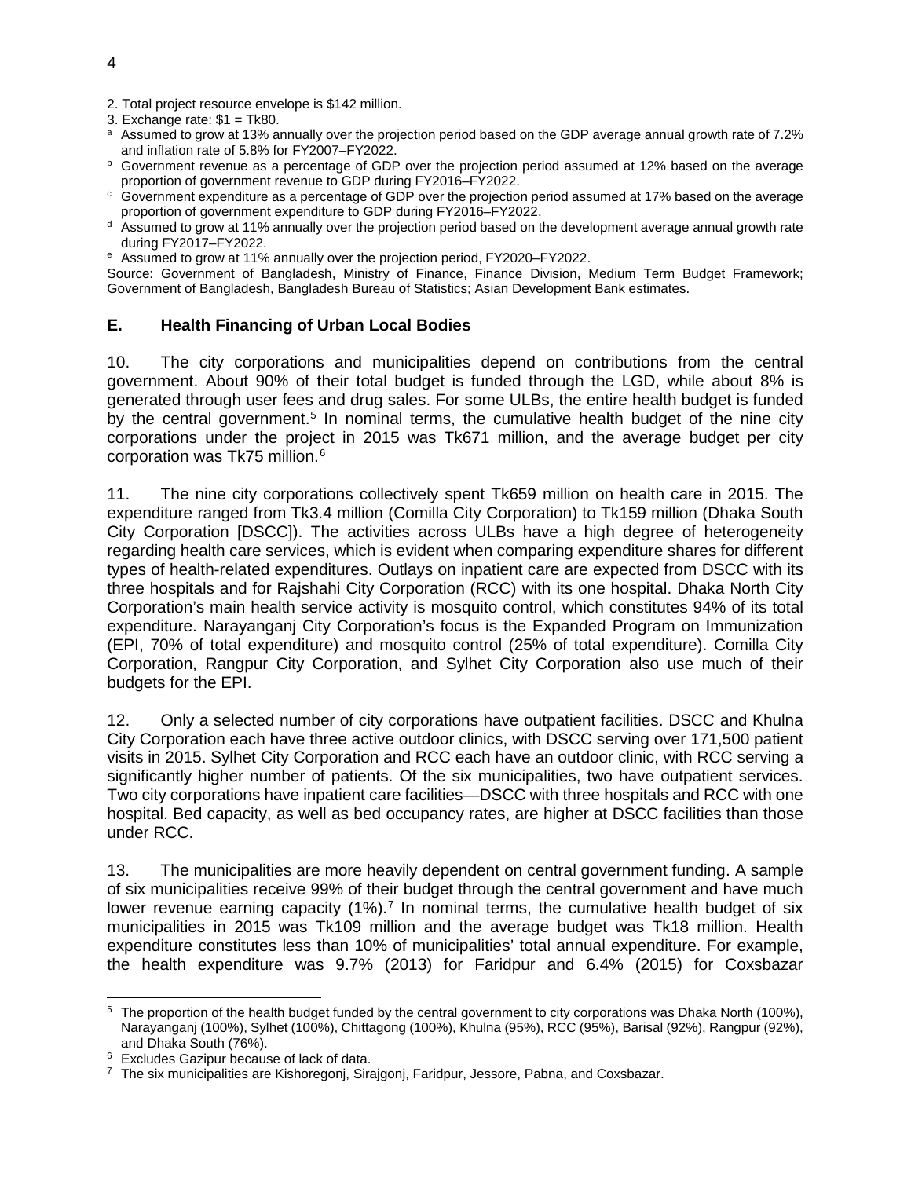2. Total project resource envelope is $142 million.
3. Exchange rate: $1 = Tk80.

[a] Assumed to grow at 13% annually over the projection period based on the GDP average annual growth rate of 7.2% and inflation rate of 5.8% for FY2007–FY2022.
[b] Government revenue as a percentage of GDP over the projection period assumed at 12% based on the average proportion of government revenue to GDP during FY2016–FY2022.
[c] Government expenditure as a percentage of GDP over the projection period assumed at 17% based on the average proportion of government expenditure to GDP during FY2016–FY2022.
[d] Assumed to grow at 11% annually over the projection period based on the development average annual growth rate during FY2017–FY2022.
[e] Assumed to grow at 11% annually over the projection period, FY2020–FY2022.

Source: Government of Bangladesh, Ministry of Finance, Finance Division, Medium Term Budget Framework; Government of Bangladesh, Bangladesh Bureau of Statistics; Asian Development Bank estimates.

## E. Health Financing of Urban Local Bodies

10. The city corporations and municipalities depend on contributions from the central government. About 90% of their total budget is funded through the LGD, while about 8% is generated through user fees and drug sales. For some ULBs, the entire health budget is funded by the central government.[5] In nominal terms, the cumulative health budget of the nine city corporations under the project in 2015 was Tk671 million, and the average budget per city corporation was Tk75 million.[6]

11. The nine city corporations collectively spent Tk659 million on health care in 2015. The expenditure ranged from Tk3.4 million (Comilla City Corporation) to Tk159 million (Dhaka South City Corporation [DSCC]). The activities across ULBs have a high degree of heterogeneity regarding health care services, which is evident when comparing expenditure shares for different types of health-related expenditures. Outlays on inpatient care are expected from DSCC with its three hospitals and for Rajshahi City Corporation (RCC) with its one hospital. Dhaka North City Corporation's main health service activity is mosquito control, which constitutes 94% of its total expenditure. Narayanganj City Corporation's focus is the Expanded Program on Immunization (EPI, 70% of total expenditure) and mosquito control (25% of total expenditure). Comilla City Corporation, Rangpur City Corporation, and Sylhet City Corporation also use much of their budgets for the EPI.

12. Only a selected number of city corporations have outpatient facilities. DSCC and Khulna City Corporation each have three active outdoor clinics, with DSCC serving over 171,500 patient visits in 2015. Sylhet City Corporation and RCC each have an outdoor clinic, with RCC serving a significantly higher number of patients. Of the six municipalities, two have outpatient services. Two city corporations have inpatient care facilities—DSCC with three hospitals and RCC with one hospital. Bed capacity, as well as bed occupancy rates, are higher at DSCC facilities than those under RCC.

13. The municipalities are more heavily dependent on central government funding. A sample of six municipalities receive 99% of their budget through the central government and have much lower revenue earning capacity (1%).[7] In nominal terms, the cumulative health budget of six municipalities in 2015 was Tk109 million and the average budget was Tk18 million. Health expenditure constitutes less than 10% of municipalities' total annual expenditure. For example, the health expenditure was 9.7% (2013) for Faridpur and 6.4% (2015) for Coxsbazar

---

[5] The proportion of the health budget funded by the central government to city corporations was Dhaka North (100%), Narayanganj (100%), Sylhet (100%), Chittagong (100%), Khulna (95%), RCC (95%), Barisal (92%), Rangpur (92%), and Dhaka South (76%).

[6] Excludes Gazipur because of lack of data.

[7] The six municipalities are Kishoregonj, Sirajgonj, Faridpur, Jessore, Pabna, and Coxsbazar.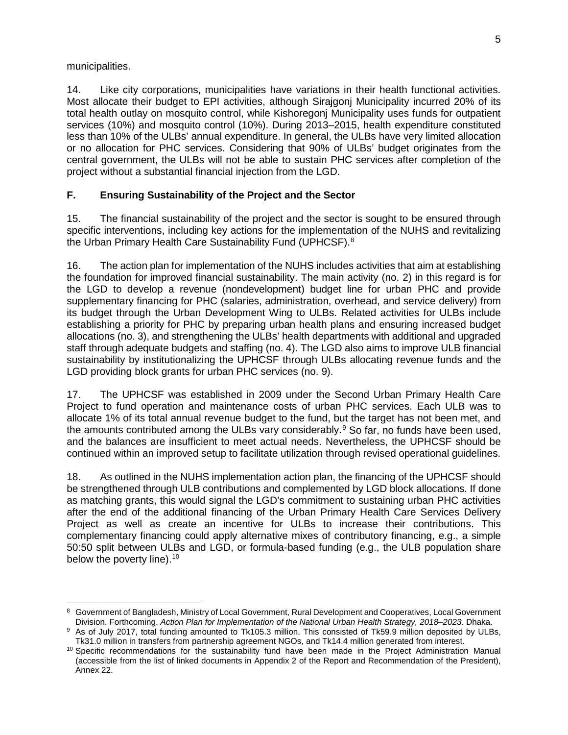municipalities.

14. Like city corporations, municipalities have variations in their health functional activities. Most allocate their budget to EPI activities, although Sirajgonj Municipality incurred 20% of its total health outlay on mosquito control, while Kishoregonj Municipality uses funds for outpatient services (10%) and mosquito control (10%). During 2013–2015, health expenditure constituted less than 10% of the ULBs' annual expenditure. In general, the ULBs have very limited allocation or no allocation for PHC services. Considering that 90% of ULBs' budget originates from the central government, the ULBs will not be able to sustain PHC services after completion of the project without a substantial financial injection from the LGD.

### F. Ensuring Sustainability of the Project and the Sector

15. The financial sustainability of the project and the sector is sought to be ensured through specific interventions, including key actions for the implementation of the NUHS and revitalizing the Urban Primary Health Care Sustainability Fund (UPHCSF).[8]

16. The action plan for implementation of the NUHS includes activities that aim at establishing the foundation for improved financial sustainability. The main activity (no. 2) in this regard is for the LGD to develop a revenue (nondevelopment) budget line for urban PHC and provide supplementary financing for PHC (salaries, administration, overhead, and service delivery) from its budget through the Urban Development Wing to ULBs. Related activities for ULBs include establishing a priority for PHC by preparing urban health plans and ensuring increased budget allocations (no. 3), and strengthening the ULBs' health departments with additional and upgraded staff through adequate budgets and staffing (no. 4). The LGD also aims to improve ULB financial sustainability by institutionalizing the UPHCSF through ULBs allocating revenue funds and the LGD providing block grants for urban PHC services (no. 9).

17. The UPHCSF was established in 2009 under the Second Urban Primary Health Care Project to fund operation and maintenance costs of urban PHC services. Each ULB was to allocate 1% of its total annual revenue budget to the fund, but the target has not been met, and the amounts contributed among the ULBs vary considerably.[9] So far, no funds have been used, and the balances are insufficient to meet actual needs. Nevertheless, the UPHCSF should be continued within an improved setup to facilitate utilization through revised operational guidelines.

18. As outlined in the NUHS implementation action plan, the financing of the UPHCSF should be strengthened through ULB contributions and complemented by LGD block allocations. If done as matching grants, this would signal the LGD's commitment to sustaining urban PHC activities after the end of the additional financing of the Urban Primary Health Care Services Delivery Project as well as create an incentive for ULBs to increase their contributions. This complementary financing could apply alternative mixes of contributory financing, e.g., a simple 50:50 split between ULBs and LGD, or formula-based funding (e.g., the ULB population share below the poverty line).[10]

---

[8] Government of Bangladesh, Ministry of Local Government, Rural Development and Cooperatives, Local Government Division. Forthcoming. *Action Plan for Implementation of the National Urban Health Strategy, 2018–2023*. Dhaka.

[9] As of July 2017, total funding amounted to Tk105.3 million. This consisted of Tk59.9 million deposited by ULBs, Tk31.0 million in transfers from partnership agreement NGOs, and Tk14.4 million generated from interest.

[10] Specific recommendations for the sustainability fund have been made in the Project Administration Manual (accessible from the list of linked documents in Appendix 2 of the Report and Recommendation of the President), Annex 22.